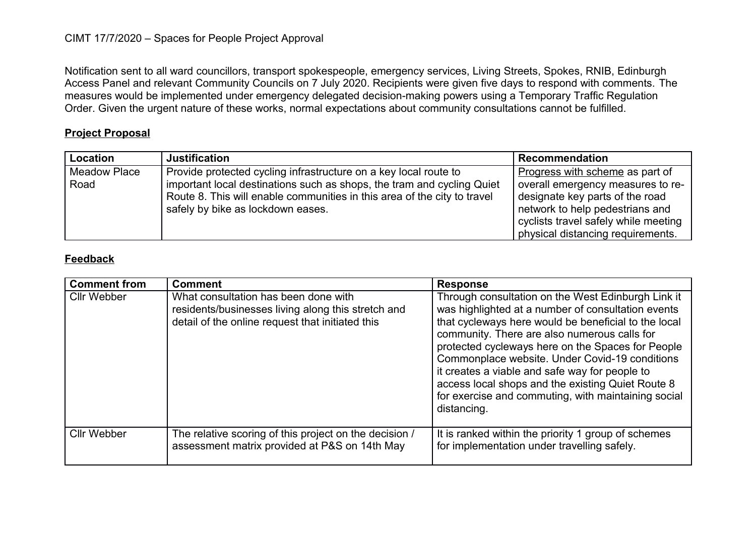CIMT 17/7/2020 – Spaces for People Project Approval

Notification sent to all ward councillors, transport spokespeople, emergency services, Living Streets, Spokes, RNIB, Edinburgh Access Panel and relevant Community Councils on 7 July 2020. Recipients were given five days to respond with comments. The measures would be implemented under emergency delegated decision-making powers using a Temporary Traffic Regulation Order. Given the urgent nature of these works, normal expectations about community consultations cannot be fulfilled.

**Project Proposal**

| Location | Justification | Recommendation |
|---|---|---|
| Meadow Place Road | Provide protected cycling infrastructure on a key local route to important local destinations such as shops, the tram and cycling Quiet Route 8. This will enable communities in this area of the city to travel safely by bike as lockdown eases. | Progress with scheme as part of overall emergency measures to re-designate key parts of the road network to help pedestrians and cyclists travel safely while meeting physical distancing requirements. |

**Feedback**

| Comment from | Comment | Response |
|---|---|---|
| Cllr Webber | What consultation has been done with residents/businesses living along this stretch and detail of the online request that initiated this | Through consultation on the West Edinburgh Link it was highlighted at a number of consultation events that cycleways here would be beneficial to the local community. There are also numerous calls for protected cycleways here on the Spaces for People Commonplace website. Under Covid-19 conditions it creates a viable and safe way for people to access local shops and the existing Quiet Route 8 for exercise and commuting, with maintaining social distancing. |
| Cllr Webber | The relative scoring of this project on the decision / assessment matrix provided at P&S on 14th May | It is ranked within the priority 1 group of schemes for implementation under travelling safely. |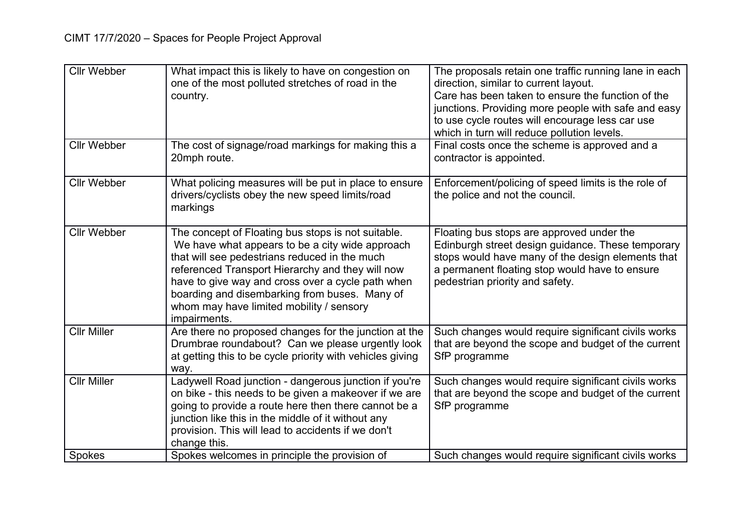| | | |
|---|---|---|
| Cllr Webber | What impact this is likely to have on congestion on one of the most polluted stretches of road in the country. | The proposals retain one traffic running lane in each direction, similar to current layout.<br>Care has been taken to ensure the function of the junctions. Providing more people with safe and easy to use cycle routes will encourage less car use which in turn will reduce pollution levels. |
| Cllr Webber | The cost of signage/road markings for making this a 20mph route. | Final costs once the scheme is approved and a contractor is appointed. |
| Cllr Webber | What policing measures will be put in place to ensure drivers/cyclists obey the new speed limits/road markings | Enforcement/policing of speed limits is the role of the police and not the council. |
| Cllr Webber | The concept of Floating bus stops is not suitable. We have what appears to be a city wide approach that will see pedestrians reduced in the much referenced Transport Hierarchy and they will now have to give way and cross over a cycle path when boarding and disembarking from buses. Many of whom may have limited mobility / sensory impairments. | Floating bus stops are approved under the Edinburgh street design guidance. These temporary stops would have many of the design elements that a permanent floating stop would have to ensure pedestrian priority and safety. |
| Cllr Miller | Are there no proposed changes for the junction at the Drumbrae roundabout? Can we please urgently look at getting this to be cycle priority with vehicles giving way. | Such changes would require significant civils works that are beyond the scope and budget of the current SfP programme |
| Cllr Miller | Ladywell Road junction - dangerous junction if you're on bike - this needs to be given a makeover if we are going to provide a route here then there cannot be a junction like this in the middle of it without any provision. This will lead to accidents if we don't change this. | Such changes would require significant civils works that are beyond the scope and budget of the current SfP programme |
| Spokes | Spokes welcomes in principle the provision of | Such changes would require significant civils works |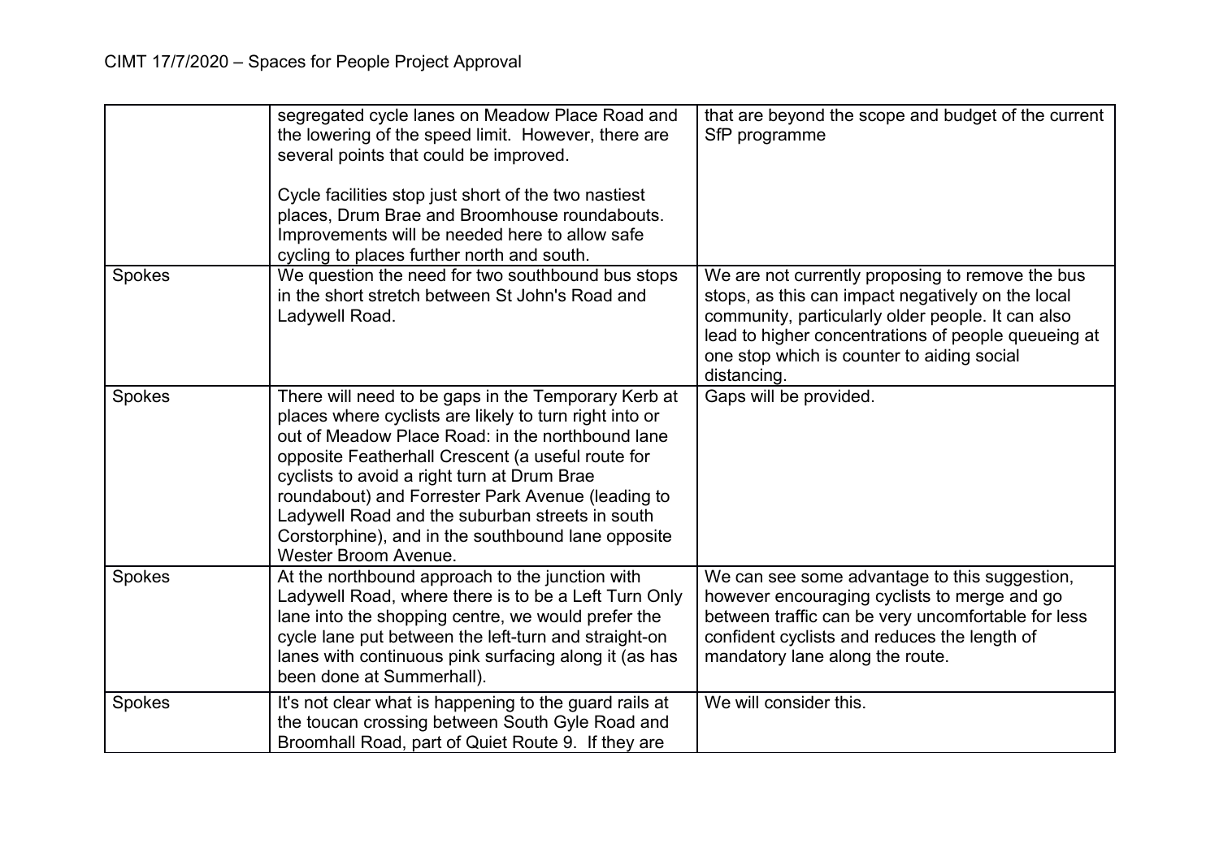| | | |
|---|---|---|
| | segregated cycle lanes on Meadow Place Road and the lowering of the speed limit. However, there are several points that could be improved.<br><br>Cycle facilities stop just short of the two nastiest places, Drum Brae and Broomhouse roundabouts. Improvements will be needed here to allow safe cycling to places further north and south. | that are beyond the scope and budget of the current SfP programme |
| Spokes | We question the need for two southbound bus stops in the short stretch between St John's Road and Ladywell Road. | We are not currently proposing to remove the bus stops, as this can impact negatively on the local community, particularly older people. It can also lead to higher concentrations of people queueing at one stop which is counter to aiding social distancing. |
| Spokes | There will need to be gaps in the Temporary Kerb at places where cyclists are likely to turn right into or out of Meadow Place Road: in the northbound lane opposite Featherhall Crescent (a useful route for cyclists to avoid a right turn at Drum Brae roundabout) and Forrester Park Avenue (leading to Ladywell Road and the suburban streets in south Corstorphine), and in the southbound lane opposite Wester Broom Avenue. | Gaps will be provided. |
| Spokes | At the northbound approach to the junction with Ladywell Road, where there is to be a Left Turn Only lane into the shopping centre, we would prefer the cycle lane put between the left-turn and straight-on lanes with continuous pink surfacing along it (as has been done at Summerhall). | We can see some advantage to this suggestion, however encouraging cyclists to merge and go between traffic can be very uncomfortable for less confident cyclists and reduces the length of mandatory lane along the route. |
| Spokes | It's not clear what is happening to the guard rails at the toucan crossing between South Gyle Road and Broomhall Road, part of Quiet Route 9. If they are | We will consider this. |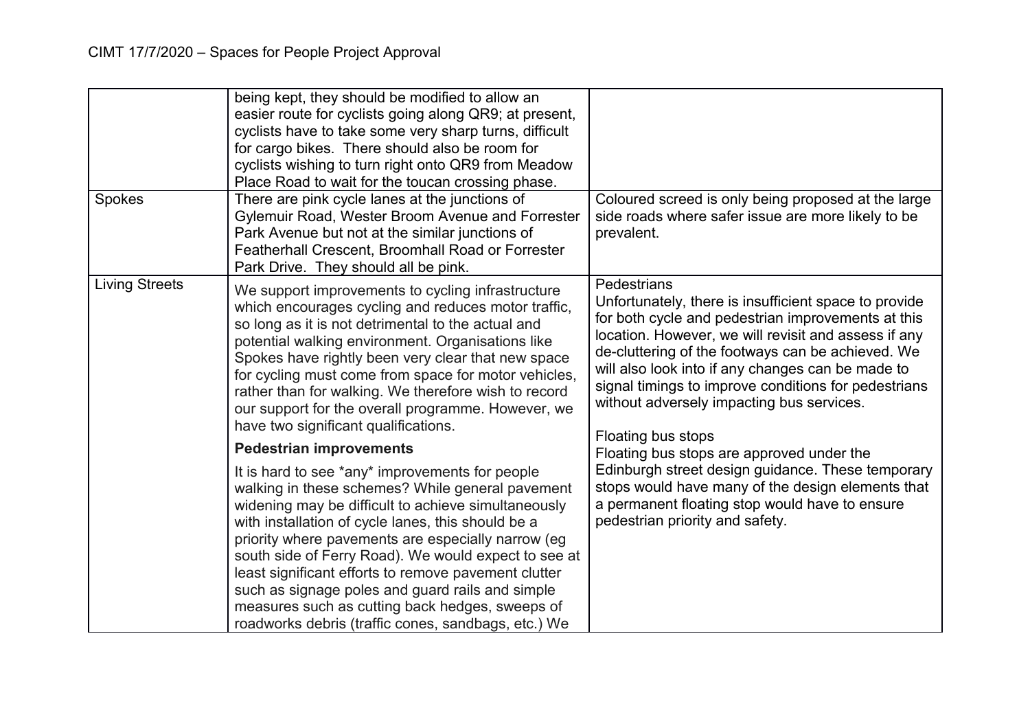| | | |
|---|---|---|
| | being kept, they should be modified to allow an easier route for cyclists going along QR9; at present, cyclists have to take some very sharp turns, difficult for cargo bikes. There should also be room for cyclists wishing to turn right onto QR9 from Meadow Place Road to wait for the toucan crossing phase. | |
| Spokes | There are pink cycle lanes at the junctions of Gylemuir Road, Wester Broom Avenue and Forrester Park Avenue but not at the similar junctions of Featherhall Crescent, Broomhall Road or Forrester Park Drive. They should all be pink. | Coloured screed is only being proposed at the large side roads where safer issue are more likely to be prevalent. |
| Living Streets | We support improvements to cycling infrastructure which encourages cycling and reduces motor traffic, so long as it is not detrimental to the actual and potential walking environment. Organisations like Spokes have rightly been very clear that new space for cycling must come from space for motor vehicles, rather than for walking. We therefore wish to record our support for the overall programme. However, we have two significant qualifications.<br><br>**Pedestrian improvements**<br><br>It is hard to see *any* improvements for people walking in these schemes? While general pavement widening may be difficult to achieve simultaneously with installation of cycle lanes, this should be a priority where pavements are especially narrow (eg south side of Ferry Road). We would expect to see at least significant efforts to remove pavement clutter such as signage poles and guard rails and simple measures such as cutting back hedges, sweeps of roadworks debris (traffic cones, sandbags, etc.) We | Pedestrians<br>Unfortunately, there is insufficient space to provide for both cycle and pedestrian improvements at this location. However, we will revisit and assess if any de-cluttering of the footways can be achieved. We will also look into if any changes can be made to signal timings to improve conditions for pedestrians without adversely impacting bus services.<br><br>Floating bus stops<br>Floating bus stops are approved under the Edinburgh street design guidance. These temporary stops would have many of the design elements that a permanent floating stop would have to ensure pedestrian priority and safety. |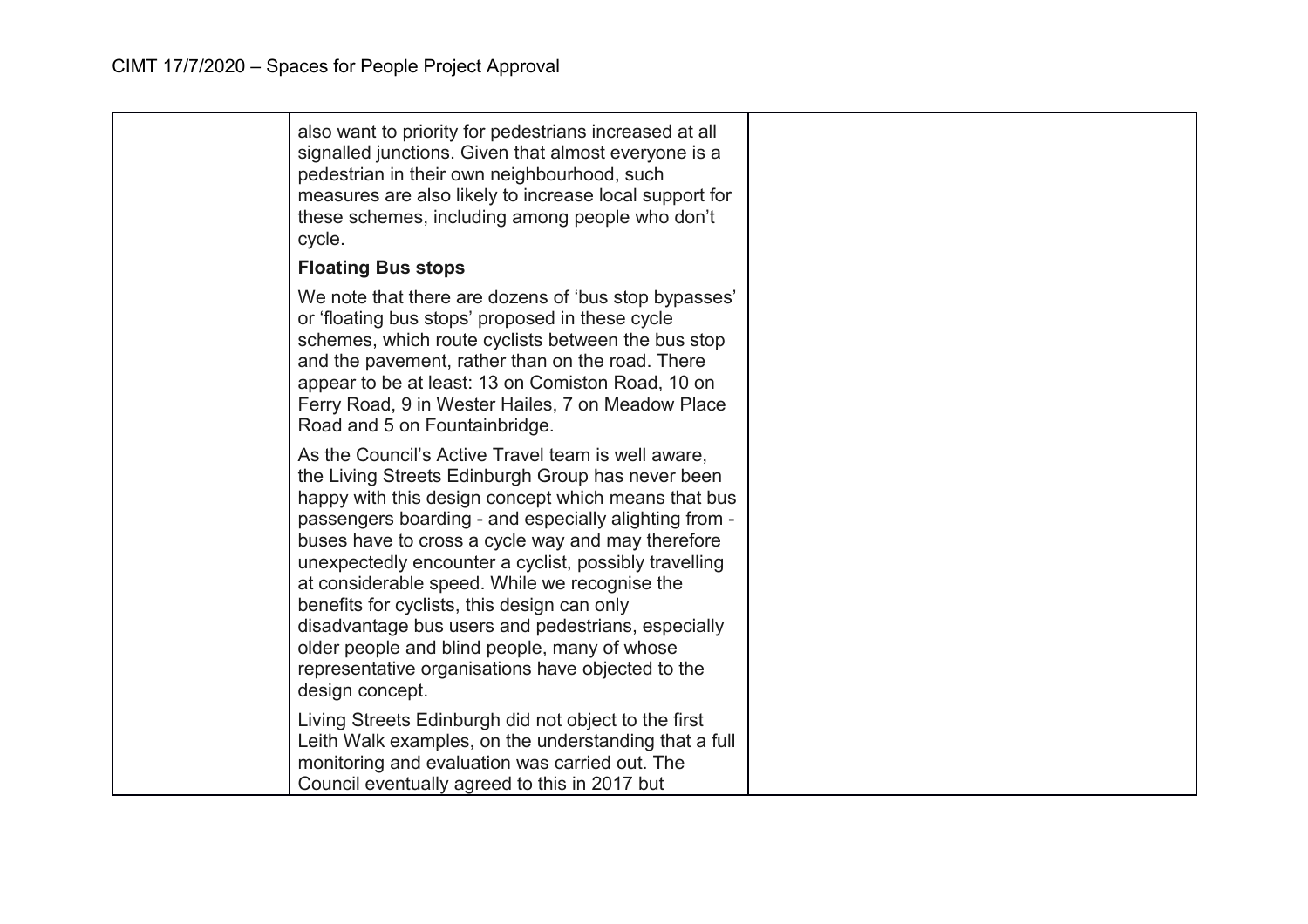| | | |
|---|---|---|
| | also want to priority for pedestrians increased at all signalled junctions. Given that almost everyone is a pedestrian in their own neighbourhood, such measures are also likely to increase local support for these schemes, including among people who don't cycle.<br><br>**Floating Bus stops**<br><br>We note that there are dozens of 'bus stop bypasses' or 'floating bus stops' proposed in these cycle schemes, which route cyclists between the bus stop and the pavement, rather than on the road. There appear to be at least: 13 on Comiston Road, 10 on Ferry Road, 9 in Wester Hailes, 7 on Meadow Place Road and 5 on Fountainbridge.<br><br>As the Council's Active Travel team is well aware, the Living Streets Edinburgh Group has never been happy with this design concept which means that bus passengers boarding - and especially alighting from - buses have to cross a cycle way and may therefore unexpectedly encounter a cyclist, possibly travelling at considerable speed. While we recognise the benefits for cyclists, this design can only disadvantage bus users and pedestrians, especially older people and blind people, many of whose representative organisations have objected to the design concept.<br><br>Living Streets Edinburgh did not object to the first Leith Walk examples, on the understanding that a full monitoring and evaluation was carried out. The Council eventually agreed to this in 2017 but | |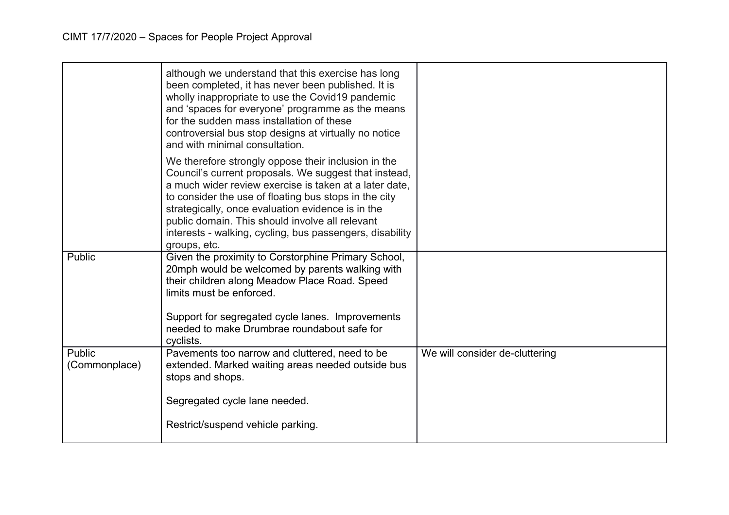| | | |
|---|---|---|
| | although we understand that this exercise has long been completed, it has never been published. It is wholly inappropriate to use the Covid19 pandemic and 'spaces for everyone' programme as the means for the sudden mass installation of these controversial bus stop designs at virtually no notice and with minimal consultation.<br><br>We therefore strongly oppose their inclusion in the Council's current proposals. We suggest that instead, a much wider review exercise is taken at a later date, to consider the use of floating bus stops in the city strategically, once evaluation evidence is in the public domain. This should involve all relevant interests - walking, cycling, bus passengers, disability groups, etc. | |
| Public | Given the proximity to Corstorphine Primary School, 20mph would be welcomed by parents walking with their children along Meadow Place Road. Speed limits must be enforced.<br><br>Support for segregated cycle lanes. Improvements needed to make Drumbrae roundabout safe for cyclists. | |
| Public (Commonplace) | Pavements too narrow and cluttered, need to be extended. Marked waiting areas needed outside bus stops and shops.<br><br>Segregated cycle lane needed.<br><br>Restrict/suspend vehicle parking. | We will consider de-cluttering |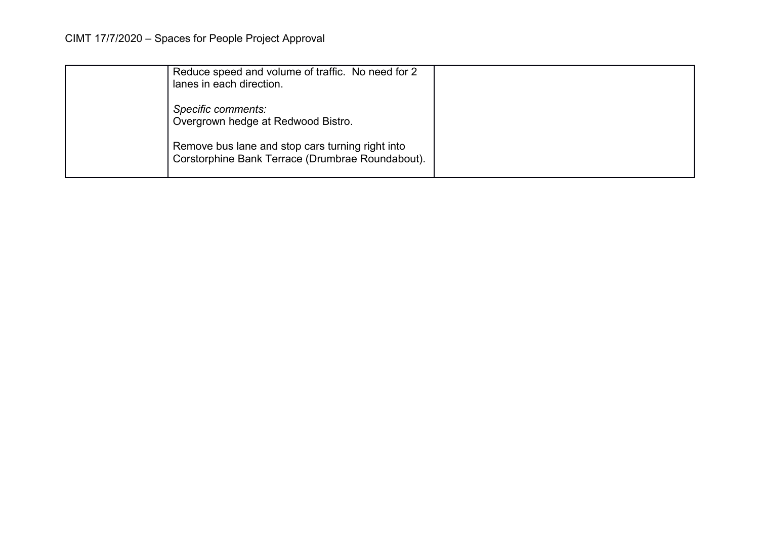| | | |
|---|---|---|
| | Reduce speed and volume of traffic. No need for 2 lanes in each direction.<br><br>*Specific comments:*<br>Overgrown hedge at Redwood Bistro.<br><br>Remove bus lane and stop cars turning right into Corstorphine Bank Terrace (Drumbrae Roundabout). | |